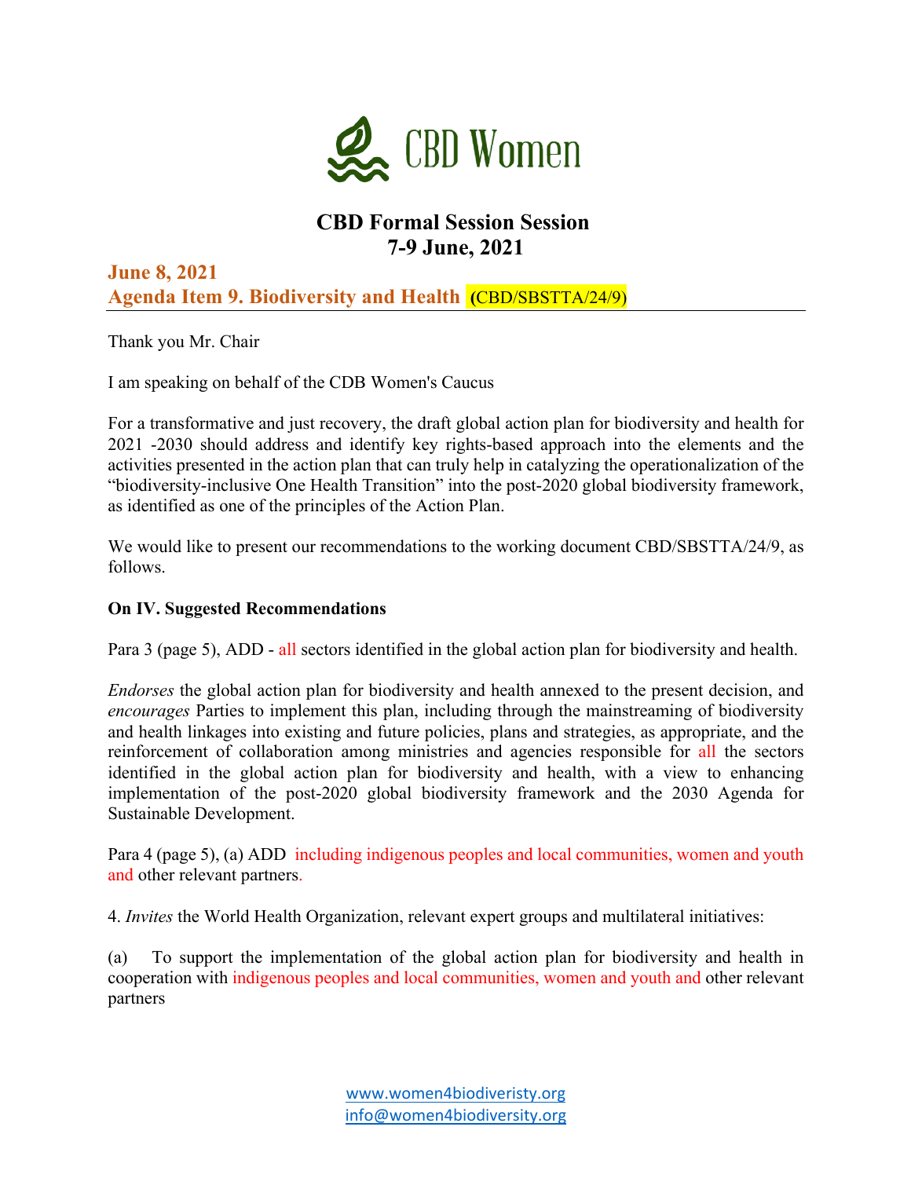CBD Women

# CBD Formal Session Session
# 7-9 June, 2021

## June 8, 2021
## Agenda Item 9. Biodiversity and Health (CBD/SBSTTA/24/9)

Thank you Mr. Chair

I am speaking on behalf of the CDB Women's Caucus

For a transformative and just recovery, the draft global action plan for biodiversity and health for 2021 -2030 should address and identify key rights-based approach into the elements and the activities presented in the action plan that can truly help in catalyzing the operationalization of the "biodiversity-inclusive One Health Transition" into the post-2020 global biodiversity framework, as identified as one of the principles of the Action Plan.

We would like to present our recommendations to the working document CBD/SBSTTA/24/9, as follows.

**On IV. Suggested Recommendations**

Para 3 (page 5), ADD - all sectors identified in the global action plan for biodiversity and health.

*Endorses* the global action plan for biodiversity and health annexed to the present decision, and *encourages* Parties to implement this plan, including through the mainstreaming of biodiversity and health linkages into existing and future policies, plans and strategies, as appropriate, and the reinforcement of collaboration among ministries and agencies responsible for all the sectors identified in the global action plan for biodiversity and health, with a view to enhancing implementation of the post-2020 global biodiversity framework and the 2030 Agenda for Sustainable Development.

Para 4 (page 5), (a) ADD including indigenous peoples and local communities, women and youth and other relevant partners.

4. *Invites* the World Health Organization, relevant expert groups and multilateral initiatives:

(a) To support the implementation of the global action plan for biodiversity and health in cooperation with indigenous peoples and local communities, women and youth and other relevant partners

www.women4biodiveristy.org
info@women4biodiversity.org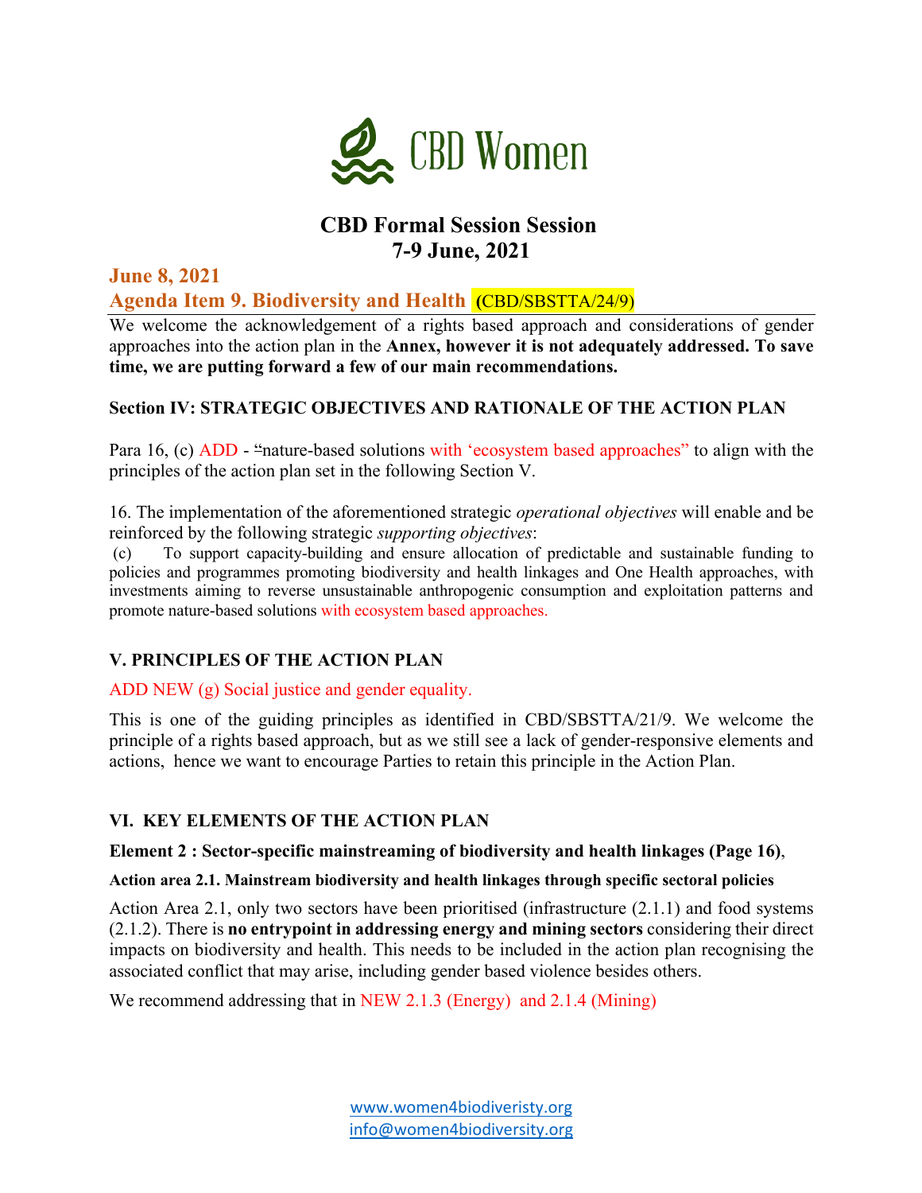# CBD Women

## CBD Formal Session Session
## 7-9 June, 2021

### June 8, 2021

### Agenda Item 9. Biodiversity and Health (CBD/SBSTTA/24/9)

We welcome the acknowledgement of a rights based approach and considerations of gender approaches into the action plan in the **Annex, however it is not adequately addressed. To save time, we are putting forward a few of our main recommendations.**

**Section IV: STRATEGIC OBJECTIVES AND RATIONALE OF THE ACTION PLAN**

Para 16, (c) ADD - "nature-based solutions with 'ecosystem based approaches" to align with the principles of the action plan set in the following Section V.

16. The implementation of the aforementioned strategic *operational objectives* will enable and be reinforced by the following strategic *supporting objectives*:

(c) To support capacity-building and ensure allocation of predictable and sustainable funding to policies and programmes promoting biodiversity and health linkages and One Health approaches, with investments aiming to reverse unsustainable anthropogenic consumption and exploitation patterns and promote nature-based solutions with ecosystem based approaches.

**V. PRINCIPLES OF THE ACTION PLAN**

ADD NEW (g) Social justice and gender equality.

This is one of the guiding principles as identified in CBD/SBSTTA/21/9. We welcome the principle of a rights based approach, but as we still see a lack of gender-responsive elements and actions, hence we want to encourage Parties to retain this principle in the Action Plan.

**VI. KEY ELEMENTS OF THE ACTION PLAN**

**Element 2 : Sector-specific mainstreaming of biodiversity and health linkages (Page 16)**,

**Action area 2.1. Mainstream biodiversity and health linkages through specific sectoral policies**

Action Area 2.1, only two sectors have been prioritised (infrastructure (2.1.1) and food systems (2.1.2). There is **no entrypoint in addressing energy and mining sectors** considering their direct impacts on biodiversity and health. This needs to be included in the action plan recognising the associated conflict that may arise, including gender based violence besides others.

We recommend addressing that in NEW 2.1.3 (Energy) and 2.1.4 (Mining)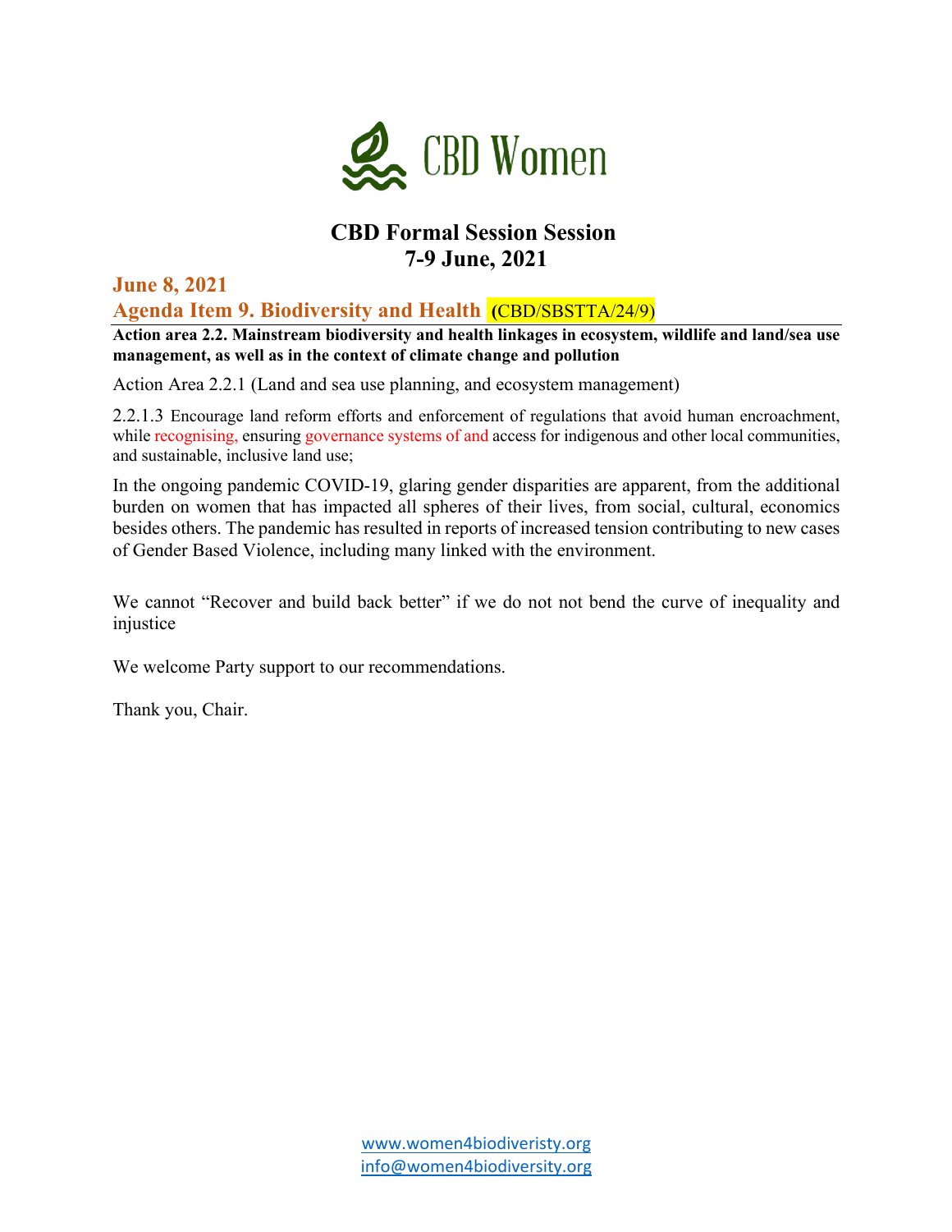CBD Women

# CBD Formal Session Session
# 7-9 June, 2021

## June 8, 2021

## Agenda Item 9. Biodiversity and Health (CBD/SBSTTA/24/9)

**Action area 2.2. Mainstream biodiversity and health linkages in ecosystem, wildlife and land/sea use management, as well as in the context of climate change and pollution**

Action Area 2.2.1 (Land and sea use planning, and ecosystem management)

2.2.1.3 Encourage land reform efforts and enforcement of regulations that avoid human encroachment, while recognising, ensuring governance systems of and access for indigenous and other local communities, and sustainable, inclusive land use;

In the ongoing pandemic COVID-19, glaring gender disparities are apparent, from the additional burden on women that has impacted all spheres of their lives, from social, cultural, economics besides others. The pandemic has resulted in reports of increased tension contributing to new cases of Gender Based Violence, including many linked with the environment.

We cannot "Recover and build back better" if we do not not bend the curve of inequality and injustice

We welcome Party support to our recommendations.

Thank you, Chair.

www.women4biodiveristy.org
info@women4biodiversity.org